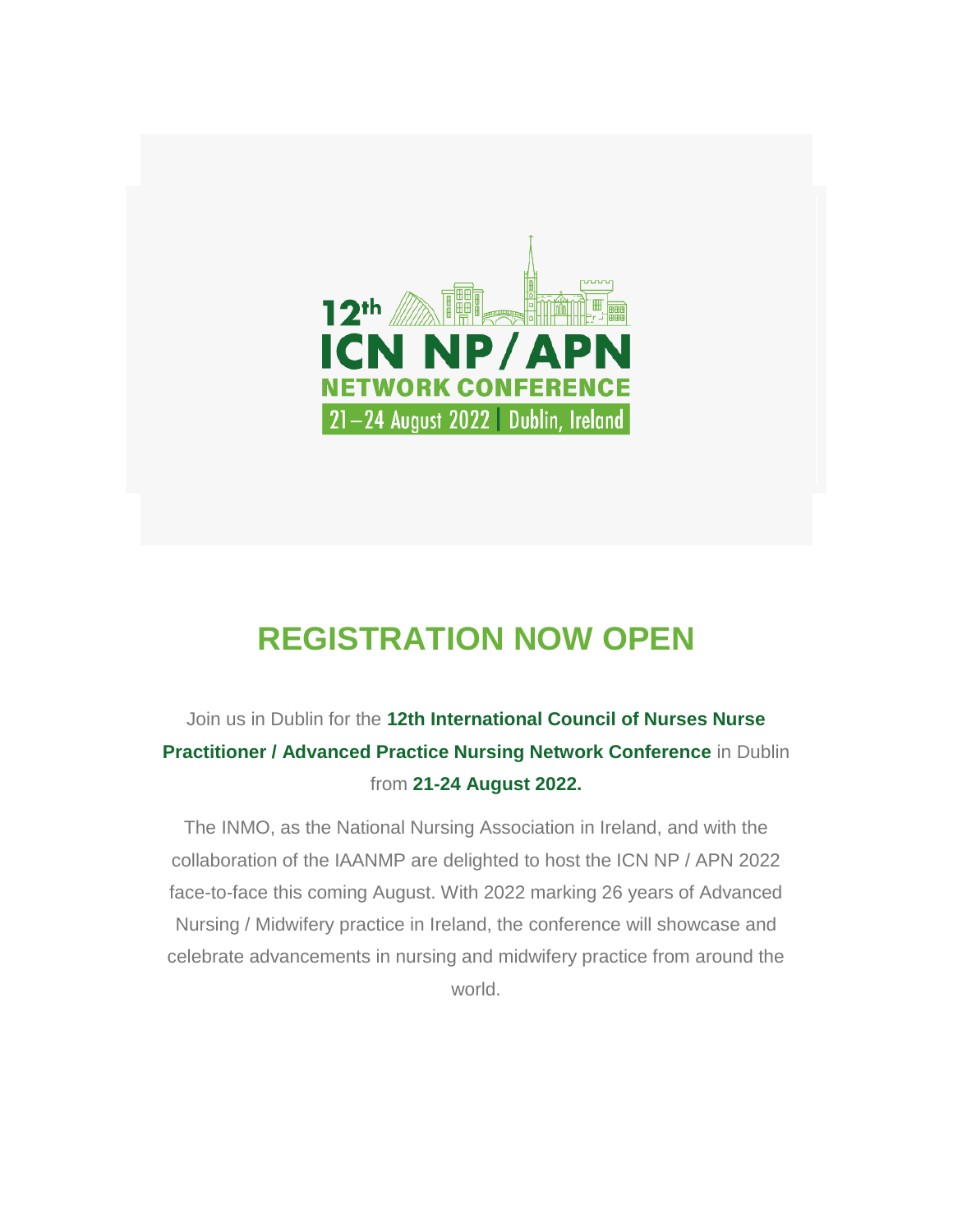12th ICN NP/APN NETWORK CONFERENCE

21–24 August 2022 | Dublin, Ireland

## REGISTRATION NOW OPEN

Join us in Dublin for the **12th International Council of Nurses Nurse Practitioner / Advanced Practice Nursing Network Conference** in Dublin from **21-24 August 2022.**

The INMO, as the National Nursing Association in Ireland, and with the collaboration of the IAANMP are delighted to host the ICN NP / APN 2022 face-to-face this coming August. With 2022 marking 26 years of Advanced Nursing / Midwifery practice in Ireland, the conference will showcase and celebrate advancements in nursing and midwifery practice from around the world.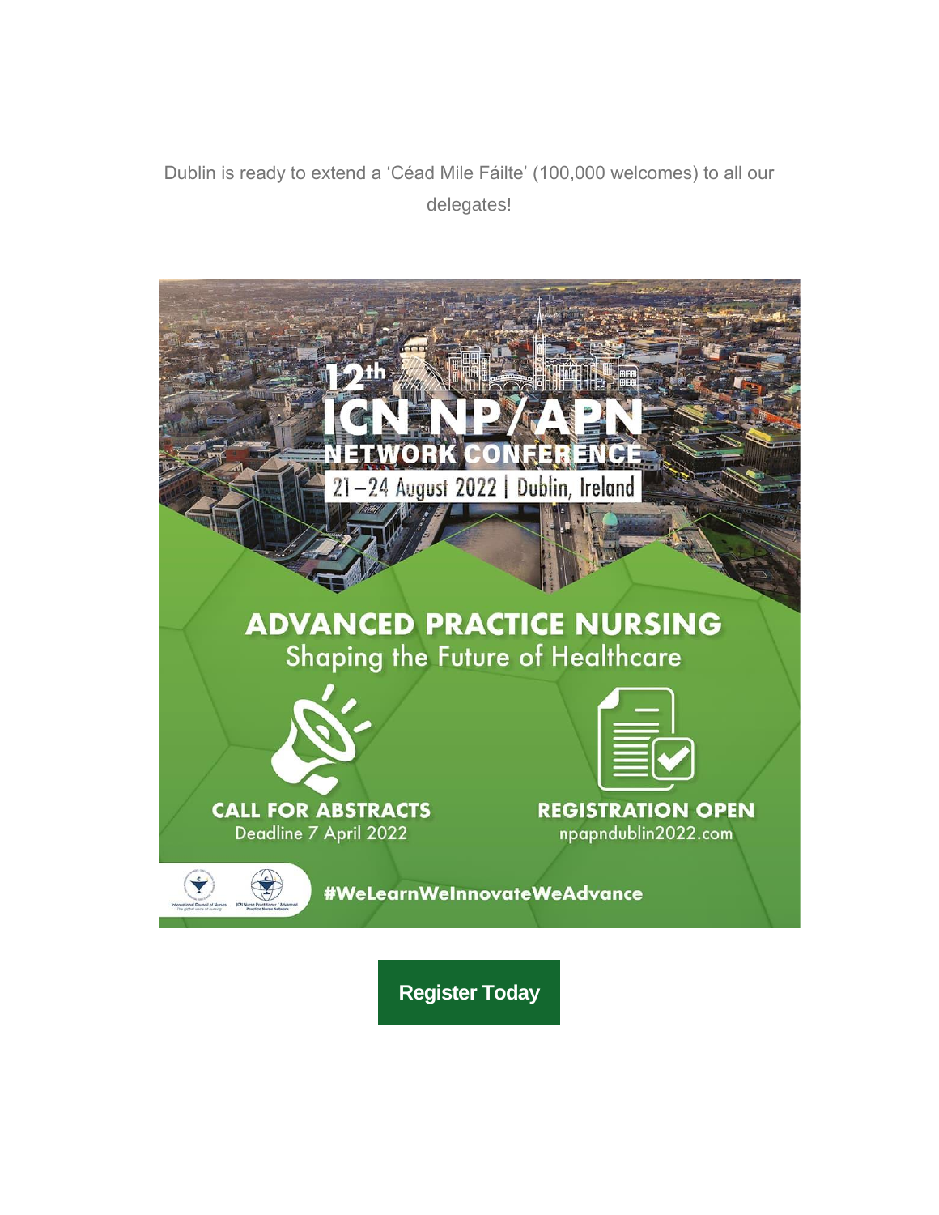Dublin is ready to extend a 'Céad Mile Fáilte' (100,000 welcomes) to all our delegates!

12th ICN NP/APN NETWORK CONFERENCE

21 – 24 August 2022 | Dublin, Ireland

ADVANCED PRACTICE NURSING

Shaping the Future of Healthcare

CALL FOR ABSTRACTS

Deadline 7 April 2022

REGISTRATION OPEN

npapndublin2022.com

#WeLearnWeInnovateWeAdvance

**Register Today**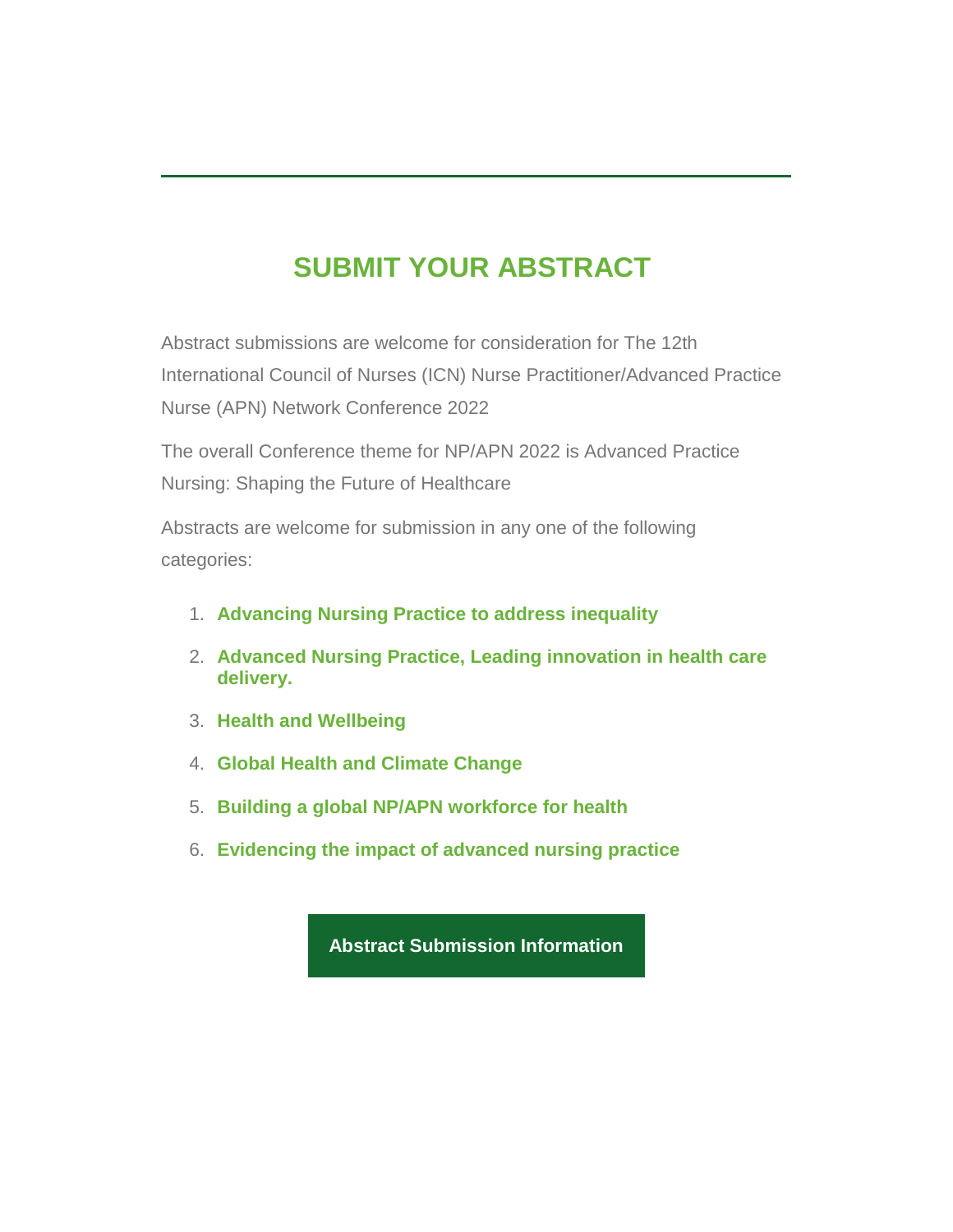---

## SUBMIT YOUR ABSTRACT

Abstract submissions are welcome for consideration for The 12th International Council of Nurses (ICN) Nurse Practitioner/Advanced Practice Nurse (APN) Network Conference 2022

The overall Conference theme for NP/APN 2022 is Advanced Practice Nursing: Shaping the Future of Healthcare

Abstracts are welcome for submission in any one of the following categories:

1. **Advancing Nursing Practice to address inequality**
2. **Advanced Nursing Practice, Leading innovation in health care delivery.**
3. **Health and Wellbeing**
4. **Global Health and Climate Change**
5. **Building a global NP/APN workforce for health**
6. **Evidencing the impact of advanced nursing practice**

**Abstract Submission Information**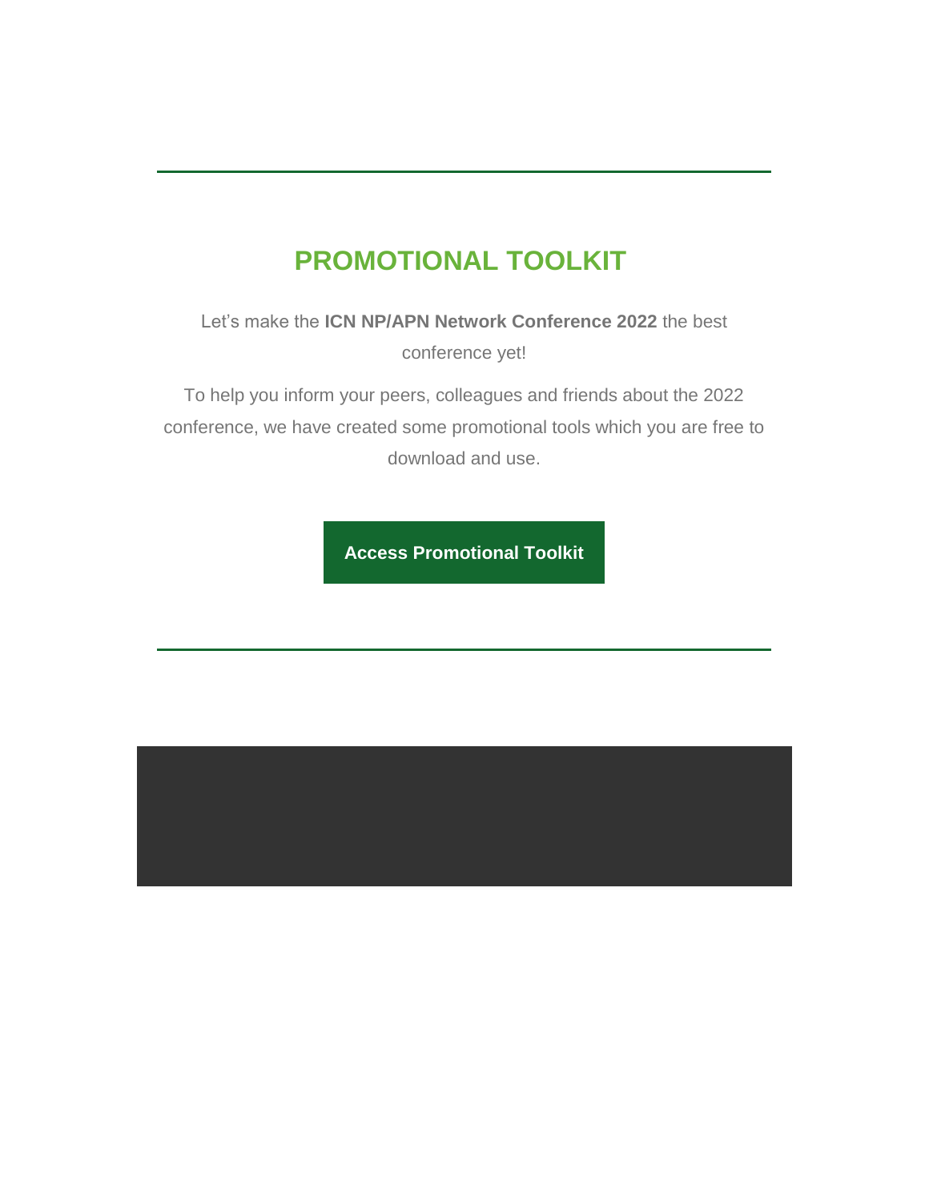## PROMOTIONAL TOOLKIT

Let's make the **ICN NP/APN Network Conference 2022** the best conference yet!

To help you inform your peers, colleagues and friends about the 2022 conference, we have created some promotional tools which you are free to download and use.

**Access Promotional Toolkit**